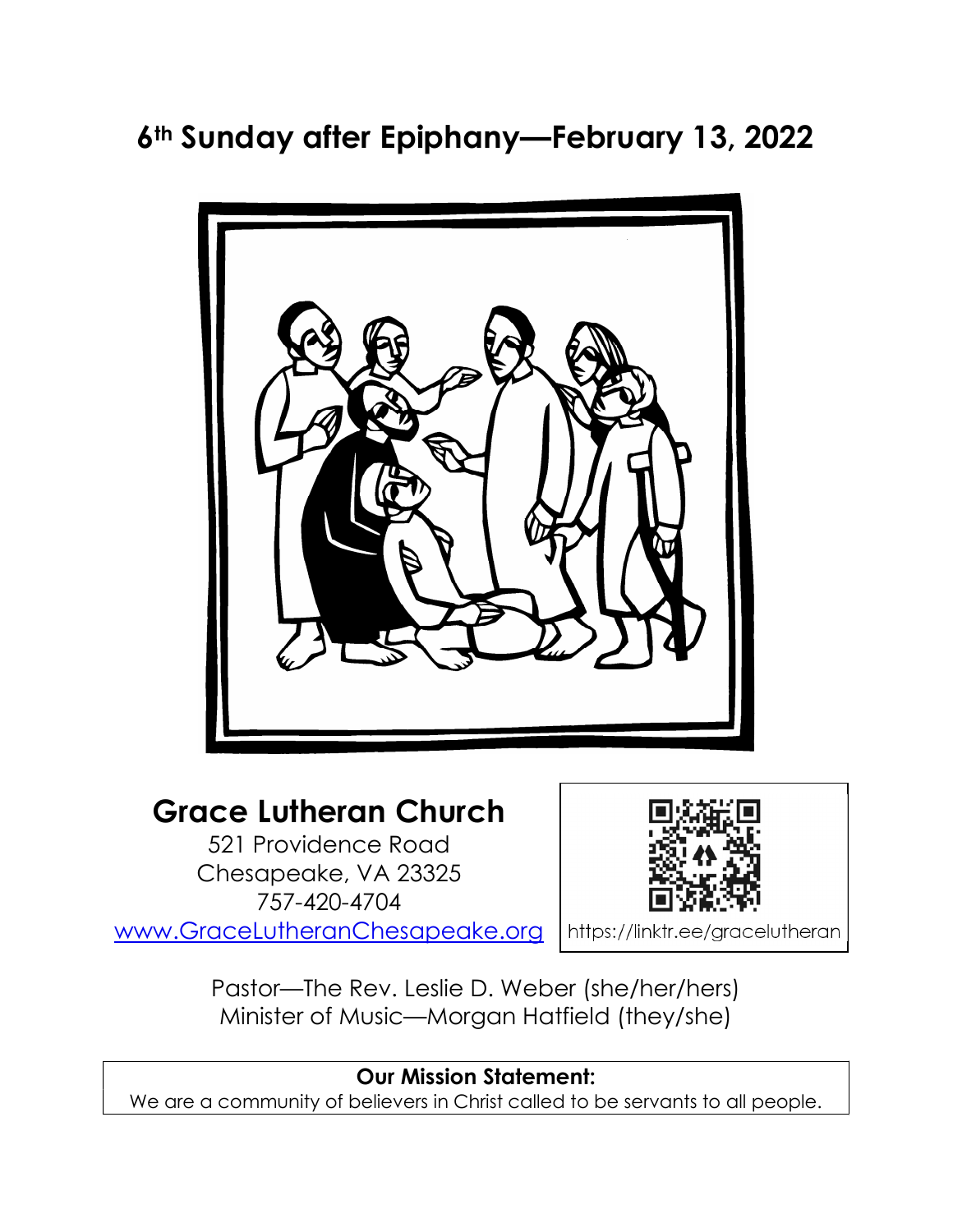# 6th Sunday after Epiphany—February 13, 2022

## Grace Lutheran Church

521 Providence Road
Chesapeake, VA 23325
757-420-4704
www.GraceLutheranChesapeake.org

https://linktr.ee/gracelutheran

Pastor—The Rev. Leslie D. Weber (she/her/hers)
Minister of Music—Morgan Hatfield (they/she)

**Our Mission Statement:**
We are a community of believers in Christ called to be servants to all people.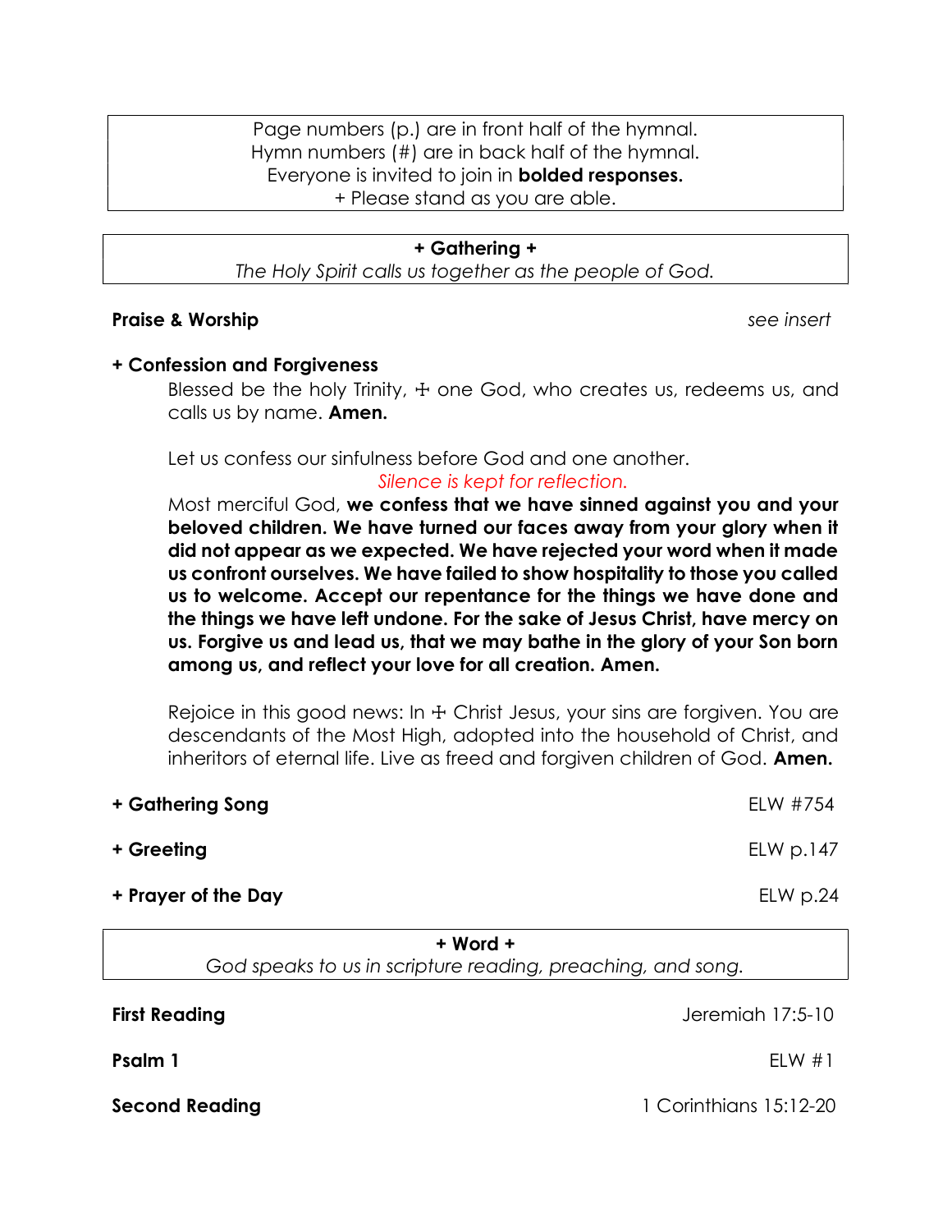Page numbers (p.) are in front half of the hymnal.
Hymn numbers (#) are in back half of the hymnal.
Everyone is invited to join in **bolded responses.**
+ Please stand as you are able.

## + Gathering +

*The Holy Spirit calls us together as the people of God.*

**Praise & Worship** *see insert*

**+ Confession and Forgiveness**

Blessed be the holy Trinity, ☩ one God, who creates us, redeems us, and calls us by name. **Amen.**

Let us confess our sinfulness before God and one another.

*Silence is kept for reflection.*

Most merciful God, **we confess that we have sinned against you and your beloved children. We have turned our faces away from your glory when it did not appear as we expected. We have rejected your word when it made us confront ourselves. We have failed to show hospitality to those you called us to welcome. Accept our repentance for the things we have done and the things we have left undone. For the sake of Jesus Christ, have mercy on us. Forgive us and lead us, that we may bathe in the glory of your Son born among us, and reflect your love for all creation. Amen.**

Rejoice in this good news: In ☩ Christ Jesus, your sins are forgiven. You are descendants of the Most High, adopted into the household of Christ, and inheritors of eternal life. Live as freed and forgiven children of God. **Amen.**

**+ Gathering Song** ELW #754

**+ Greeting** ELW p.147

**+ Prayer of the Day** ELW p.24

## + Word +

*God speaks to us in scripture reading, preaching, and song.*

**First Reading** Jeremiah 17:5-10

**Psalm 1** ELW #1

**Second Reading** 1 Corinthians 15:12-20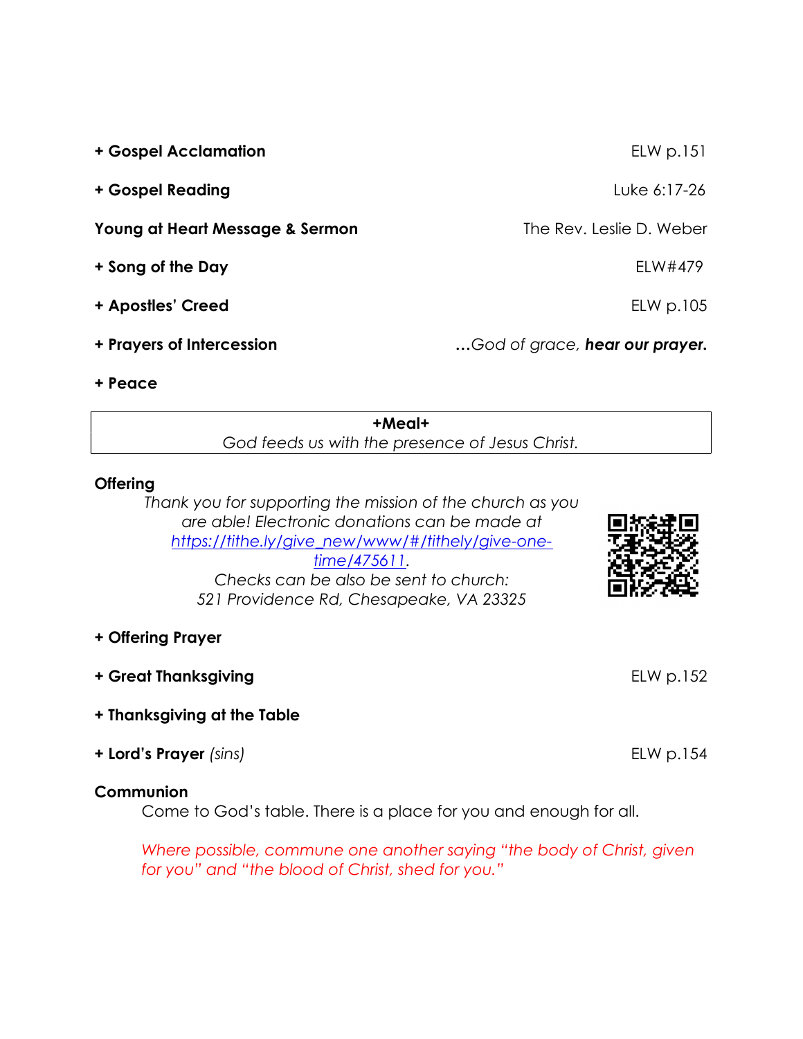**+ Gospel Acclamation** ELW p.151

**+ Gospel Reading** Luke 6:17-26

**Young at Heart Message & Sermon** The Rev. Leslie D. Weber

**+ Song of the Day** ELW#479

**+ Apostles' Creed** ELW p.105

**+ Prayers of Intercession** *…God of grace,* ***hear our prayer.***

**+ Peace**

**+Meal+**

*God feeds us with the presence of Jesus Christ.*

**Offering**

*Thank you for supporting the mission of the church as you are able! Electronic donations can be made at [https://tithe.ly/give_new/www/#/tithely/give-one-time/475611](https://tithe.ly/give_new/www/#/tithely/give-one-time/475611).*
*Checks can be also be sent to church:*
*521 Providence Rd, Chesapeake, VA 23325*

**+ Offering Prayer**

**+ Great Thanksgiving** ELW p.152

**+ Thanksgiving at the Table**

**+ Lord's Prayer** *(sins)* ELW p.154

**Communion**

Come to God's table. There is a place for you and enough for all.

*Where possible, commune one another saying "the body of Christ, given for you" and "the blood of Christ, shed for you."*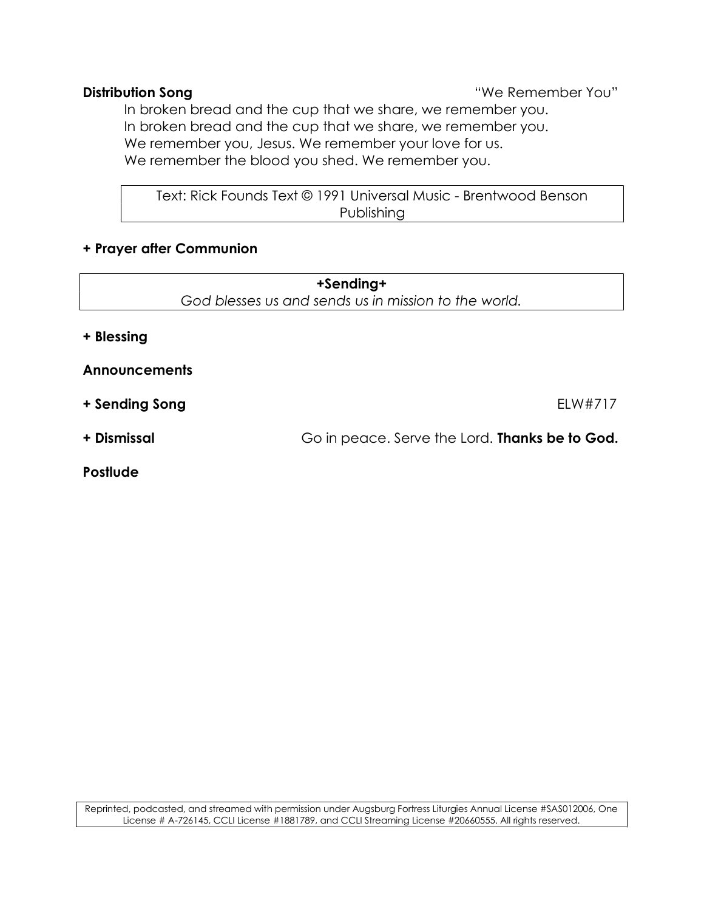**Distribution Song** "We Remember You"

In broken bread and the cup that we share, we remember you.
In broken bread and the cup that we share, we remember you.
We remember you, Jesus. We remember your love for us.
We remember the blood you shed. We remember you.

Text: Rick Founds Text © 1991 Universal Music - Brentwood Benson Publishing

**+ Prayer after Communion**

**+Sending+**

*God blesses us and sends us in mission to the world.*

**+ Blessing**

**Announcements**

**+ Sending Song** ELW#717

**+ Dismissal** Go in peace. Serve the Lord. **Thanks be to God.**

**Postlude**

Reprinted, podcasted, and streamed with permission under Augsburg Fortress Liturgies Annual License #SAS012006, One License # A-726145, CCLI License #1881789, and CCLI Streaming License #20660555. All rights reserved.